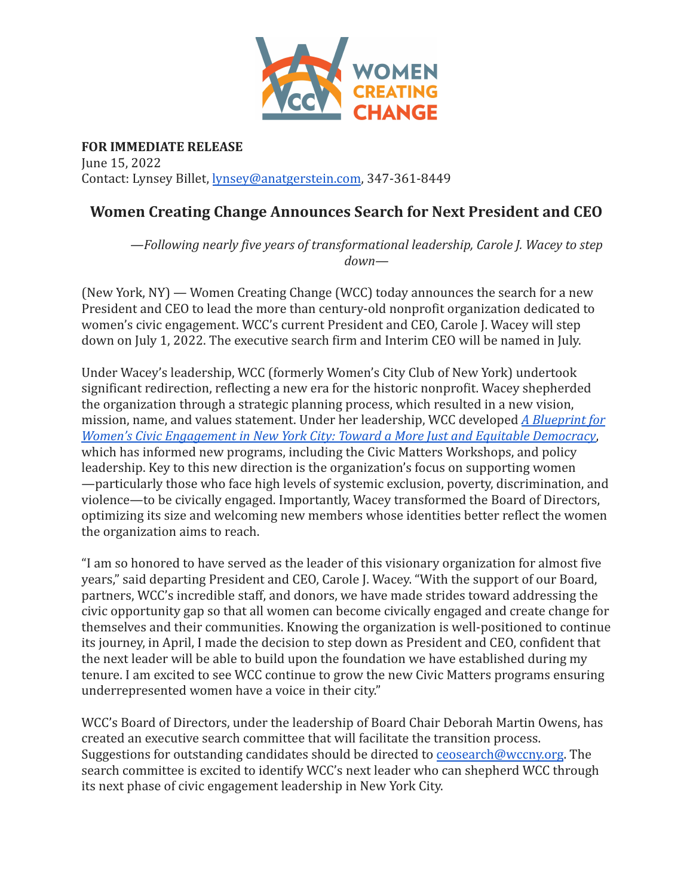**FOR IMMEDIATE RELEASE**
June 15, 2022
Contact: Lynsey Billet, lynsey@anatgerstein.com, 347-361-8449

## Women Creating Change Announces Search for Next President and CEO

*—Following nearly five years of transformational leadership, Carole J. Wacey to step down—*

(New York, NY) — Women Creating Change (WCC) today announces the search for a new President and CEO to lead the more than century-old nonprofit organization dedicated to women's civic engagement. WCC's current President and CEO, Carole J. Wacey will step down on July 1, 2022. The executive search firm and Interim CEO will be named in July.

Under Wacey's leadership, WCC (formerly Women's City Club of New York) undertook significant redirection, reflecting a new era for the historic nonprofit. Wacey shepherded the organization through a strategic planning process, which resulted in a new vision, mission, name, and values statement. Under her leadership, WCC developed *A Blueprint for Women's Civic Engagement in New York City: Toward a More Just and Equitable Democracy*, which has informed new programs, including the Civic Matters Workshops, and policy leadership. Key to this new direction is the organization's focus on supporting women—particularly those who face high levels of systemic exclusion, poverty, discrimination, and violence—to be civically engaged. Importantly, Wacey transformed the Board of Directors, optimizing its size and welcoming new members whose identities better reflect the women the organization aims to reach.

"I am so honored to have served as the leader of this visionary organization for almost five years," said departing President and CEO, Carole J. Wacey. "With the support of our Board, partners, WCC's incredible staff, and donors, we have made strides toward addressing the civic opportunity gap so that all women can become civically engaged and create change for themselves and their communities. Knowing the organization is well-positioned to continue its journey, in April, I made the decision to step down as President and CEO, confident that the next leader will be able to build upon the foundation we have established during my tenure. I am excited to see WCC continue to grow the new Civic Matters programs ensuring underrepresented women have a voice in their city."

WCC's Board of Directors, under the leadership of Board Chair Deborah Martin Owens, has created an executive search committee that will facilitate the transition process. Suggestions for outstanding candidates should be directed to ceosearch@wccny.org. The search committee is excited to identify WCC's next leader who can shepherd WCC through its next phase of civic engagement leadership in New York City.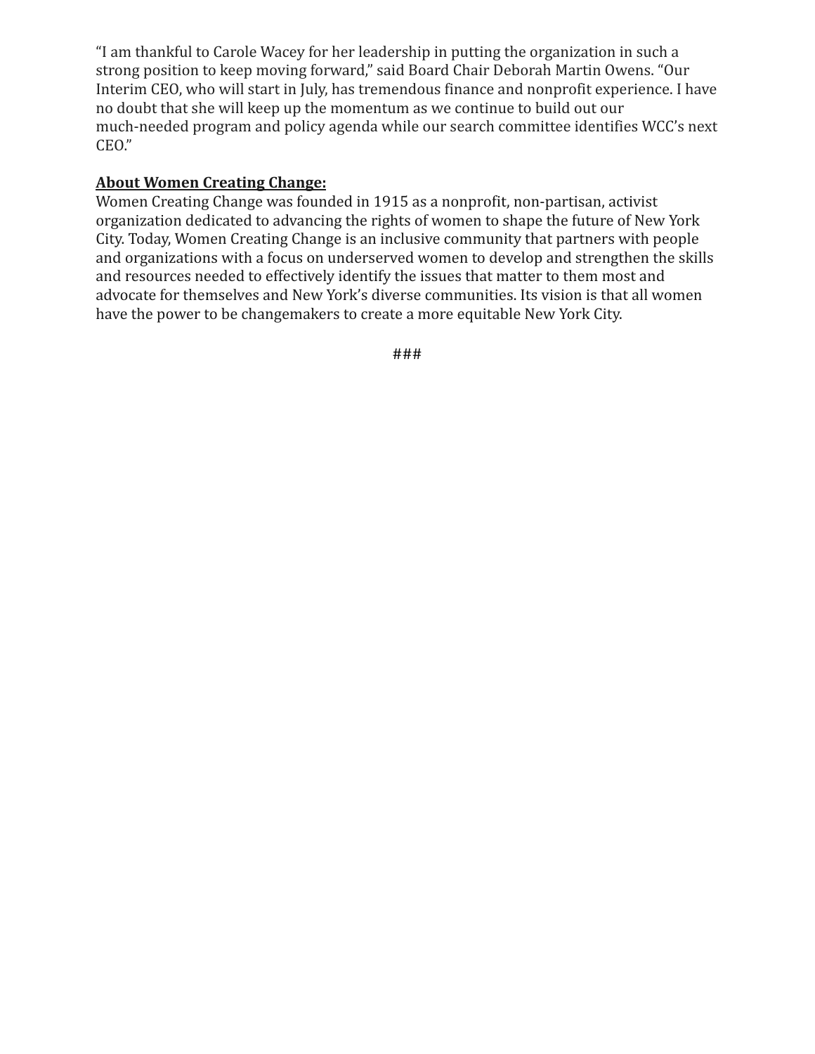"I am thankful to Carole Wacey for her leadership in putting the organization in such a strong position to keep moving forward," said Board Chair Deborah Martin Owens. "Our Interim CEO, who will start in July, has tremendous finance and nonprofit experience. I have no doubt that she will keep up the momentum as we continue to build out our much-needed program and policy agenda while our search committee identifies WCC's next CEO."

**About Women Creating Change:**

Women Creating Change was founded in 1915 as a nonprofit, non-partisan, activist organization dedicated to advancing the rights of women to shape the future of New York City. Today, Women Creating Change is an inclusive community that partners with people and organizations with a focus on underserved women to develop and strengthen the skills and resources needed to effectively identify the issues that matter to them most and advocate for themselves and New York's diverse communities. Its vision is that all women have the power to be changemakers to create a more equitable New York City.

###